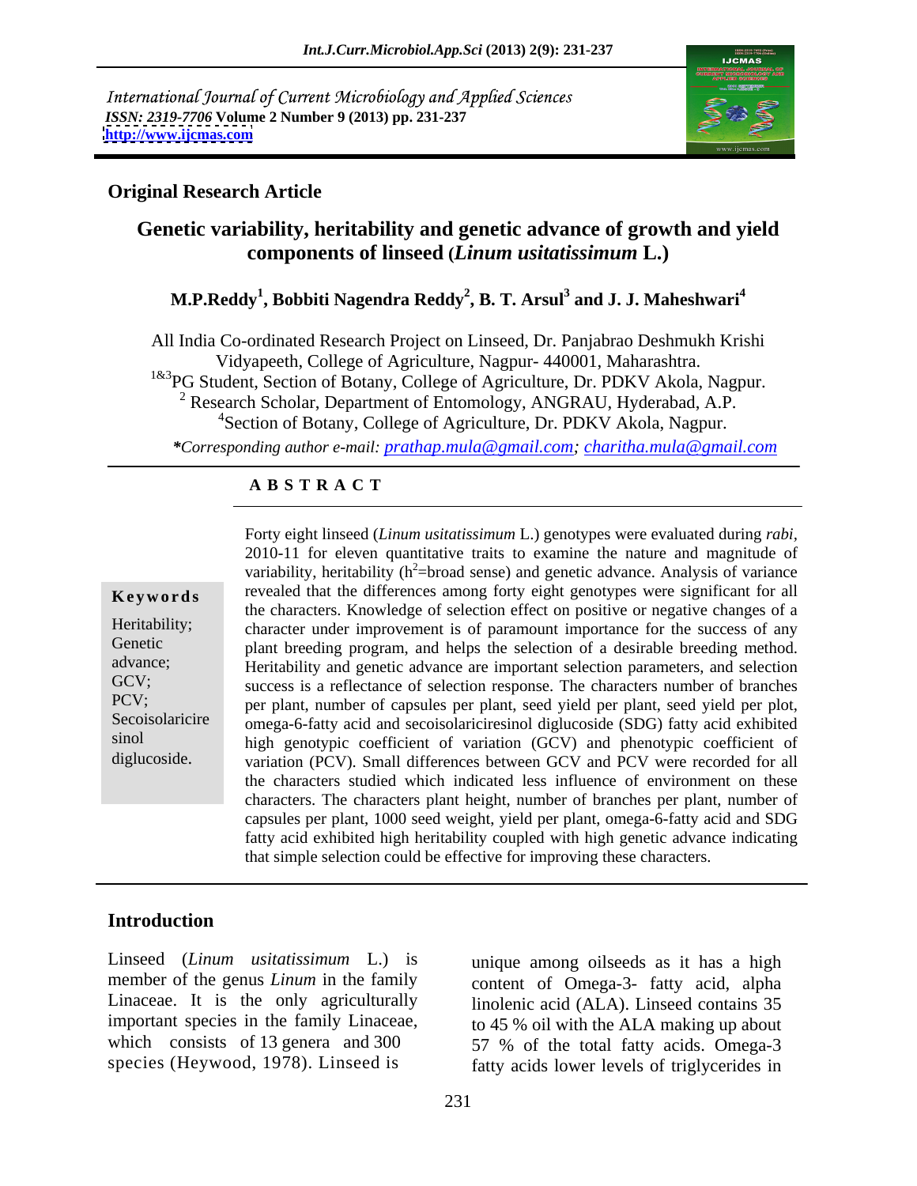International Journal of Current Microbiology and Applied Sciences
*ISSN: 2319-7706* **Volume 2 Number 9 (2013) pp. 231-237**
**http://www.ijcmas.com**

**Original Research Article**

## Genetic variability, heritability and genetic advance of growth and yield components of linseed (*Linum usitatissimum* L.)

**M.P.Reddy[1], Bobbiti Nagendra Reddy[2], B. T. Arsul[3] and J. J. Maheshwari[4]**

All India Co-ordinated Research Project on Linseed, Dr. Panjabrao Deshmukh Krishi Vidyapeeth, College of Agriculture, Nagpur- 440001, Maharashtra.
[1&3]PG Student, Section of Botany, College of Agriculture, Dr. PDKV Akola, Nagpur.
[2] Research Scholar, Department of Entomology, ANGRAU, Hyderabad, A.P.
[4]Section of Botany, College of Agriculture, Dr. PDKV Akola, Nagpur.

**\***Corresponding author e-mail: prathap.mula@gmail.com; charitha.mula@gmail.com*

**A B S T R A C T**

**Keywords**

Heritability; Genetic advance; GCV; PCV; Secoisolariciresinol diglucoside.

Forty eight linseed (*Linum usitatissimum* L.) genotypes were evaluated during *rabi,* 2010-11 for eleven quantitative traits to examine the nature and magnitude of variability, heritability ($h^2$=broad sense) and genetic advance. Analysis of variance revealed that the differences among forty eight genotypes were significant for all the characters. Knowledge of selection effect on positive or negative changes of a character under improvement is of paramount importance for the success of any plant breeding program, and helps the selection of a desirable breeding method. Heritability and genetic advance are important selection parameters, and selection success is a reflectance of selection response. The characters number of branches per plant, number of capsules per plant, seed yield per plant, seed yield per plot, omega-6-fatty acid and secoisolariciresinol diglucoside (SDG) fatty acid exhibited high genotypic coefficient of variation (GCV) and phenotypic coefficient of variation (PCV). Small differences between GCV and PCV were recorded for all the characters studied which indicated less influence of environment on these characters. The characters plant height, number of branches per plant, number of capsules per plant, 1000 seed weight, yield per plant, omega-6-fatty acid and SDG fatty acid exhibited high heritability coupled with high genetic advance indicating that simple selection could be effective for improving these characters.

## Introduction

Linseed (*Linum usitatissimum* L.) is member of the genus *Linum* in the family Linaceae. It is the only agriculturally important species in the family Linaceae, which consists of 13 genera and 300 species (Heywood, 1978). Linseed is unique among oilseeds as it has a high content of Omega-3- fatty acid, alpha linolenic acid (ALA). Linseed contains 35 to 45 % oil with the ALA making up about 57 % of the total fatty acids. Omega-3 fatty acids lower levels of triglycerides in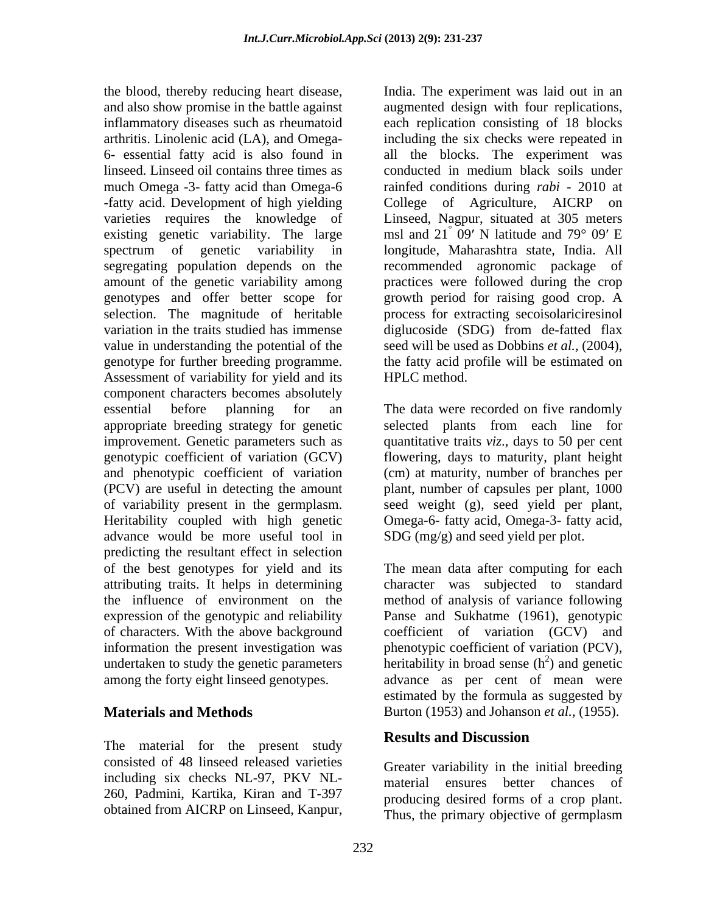the blood, thereby reducing heart disease, and also show promise in the battle against inflammatory diseases such as rheumatoid arthritis. Linolenic acid (LA), and Omega-6- essential fatty acid is also found in linseed. Linseed oil contains three times as much Omega -3- fatty acid than Omega-6 -fatty acid. Development of high yielding varieties requires the knowledge of existing genetic variability. The large spectrum of genetic variability in segregating population depends on the amount of the genetic variability among genotypes and offer better scope for selection. The magnitude of heritable variation in the traits studied has immense value in understanding the potential of the genotype for further breeding programme. Assessment of variability for yield and its component characters becomes absolutely essential before planning for an appropriate breeding strategy for genetic improvement. Genetic parameters such as genotypic coefficient of variation (GCV) and phenotypic coefficient of variation (PCV) are useful in detecting the amount of variability present in the germplasm. Heritability coupled with high genetic advance would be more useful tool in predicting the resultant effect in selection of the best genotypes for yield and its attributing traits. It helps in determining the influence of environment on the expression of the genotypic and reliability of characters. With the above background information the present investigation was undertaken to study the genetic parameters among the forty eight linseed genotypes.

## Materials and Methods

The material for the present study consisted of 48 linseed released varieties including six checks NL-97, PKV NL-260, Padmini, Kartika, Kiran and T-397 obtained from AICRP on Linseed, Kanpur, India. The experiment was laid out in an augmented design with four replications, each replication consisting of 18 blocks including the six checks were repeated in all the blocks. The experiment was conducted in medium black soils under rainfed conditions during *rabi* - 2010 at College of Agriculture, AICRP on Linseed, Nagpur, situated at 305 meters msl and 21° 09′ N latitude and 79° 09′ E longitude, Maharashtra state, India. All recommended agronomic package of practices were followed during the crop growth period for raising good crop. A process for extracting secoisolariciresinol diglucoside (SDG) from de-fatted flax seed will be used as Dobbins *et al.*, (2004), the fatty acid profile will be estimated on HPLC method.

The data were recorded on five randomly selected plants from each line for quantitative traits *viz*., days to 50 per cent flowering, days to maturity, plant height (cm) at maturity, number of branches per plant, number of capsules per plant, 1000 seed weight (g), seed yield per plant, Omega-6- fatty acid, Omega-3- fatty acid, SDG (mg/g) and seed yield per plot.

The mean data after computing for each character was subjected to standard method of analysis of variance following Panse and Sukhatme (1961), genotypic coefficient of variation (GCV) and phenotypic coefficient of variation (PCV), heritability in broad sense ($h^2$) and genetic advance as per cent of mean were estimated by the formula as suggested by Burton (1953) and Johanson *et al.*, (1955).

## Results and Discussion

Greater variability in the initial breeding material ensures better chances of producing desired forms of a crop plant. Thus, the primary objective of germplasm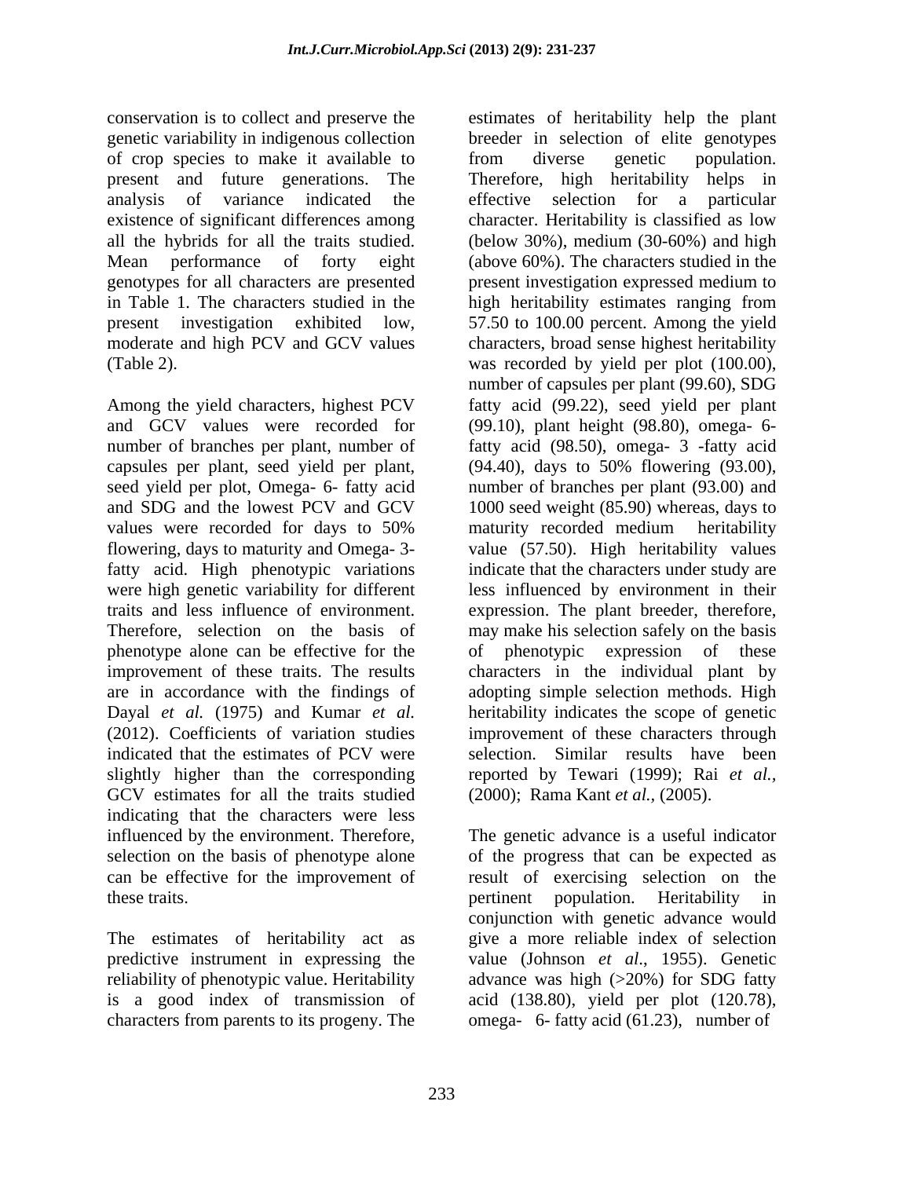conservation is to collect and preserve the genetic variability in indigenous collection of crop species to make it available to present and future generations. The analysis of variance indicated the existence of significant differences among all the hybrids for all the traits studied. Mean performance of forty eight genotypes for all characters are presented in Table 1. The characters studied in the present investigation exhibited low, moderate and high PCV and GCV values (Table 2).

Among the yield characters, highest PCV and GCV values were recorded for number of branches per plant, number of capsules per plant, seed yield per plant, seed yield per plot, Omega- 6- fatty acid and SDG and the lowest PCV and GCV values were recorded for days to 50% flowering, days to maturity and Omega- 3- fatty acid. High phenotypic variations were high genetic variability for different traits and less influence of environment. Therefore, selection on the basis of phenotype alone can be effective for the improvement of these traits. The results are in accordance with the findings of Dayal *et al.* (1975) and Kumar *et al.* (2012). Coefficients of variation studies indicated that the estimates of PCV were slightly higher than the corresponding GCV estimates for all the traits studied indicating that the characters were less influenced by the environment. Therefore, selection on the basis of phenotype alone can be effective for the improvement of these traits.

The estimates of heritability act as predictive instrument in expressing the reliability of phenotypic value. Heritability is a good index of transmission of characters from parents to its progeny. The estimates of heritability help the plant breeder in selection of elite genotypes from diverse genetic population. Therefore, high heritability helps in effective selection for a particular character. Heritability is classified as low (below 30%), medium (30-60%) and high (above 60%). The characters studied in the present investigation expressed medium to high heritability estimates ranging from 57.50 to 100.00 percent. Among the yield characters, broad sense highest heritability was recorded by yield per plot (100.00), number of capsules per plant (99.60), SDG fatty acid (99.22), seed yield per plant (99.10), plant height (98.80), omega- 6- fatty acid (98.50), omega- 3 -fatty acid (94.40), days to 50% flowering (93.00), number of branches per plant (93.00) and 1000 seed weight (85.90) whereas, days to maturity recorded medium heritability value (57.50). High heritability values indicate that the characters under study are less influenced by environment in their expression. The plant breeder, therefore, may make his selection safely on the basis of phenotypic expression of these characters in the individual plant by adopting simple selection methods. High heritability indicates the scope of genetic improvement of these characters through selection. Similar results have been reported by Tewari (1999); Rai *et al.*, (2000); Rama Kant *et al.*, (2005).

The genetic advance is a useful indicator of the progress that can be expected as result of exercising selection on the pertinent population. Heritability in conjunction with genetic advance would give a more reliable index of selection value (Johnson *et al.*, 1955). Genetic advance was high (>20%) for SDG fatty acid (138.80), yield per plot (120.78), omega- 6- fatty acid (61.23), number of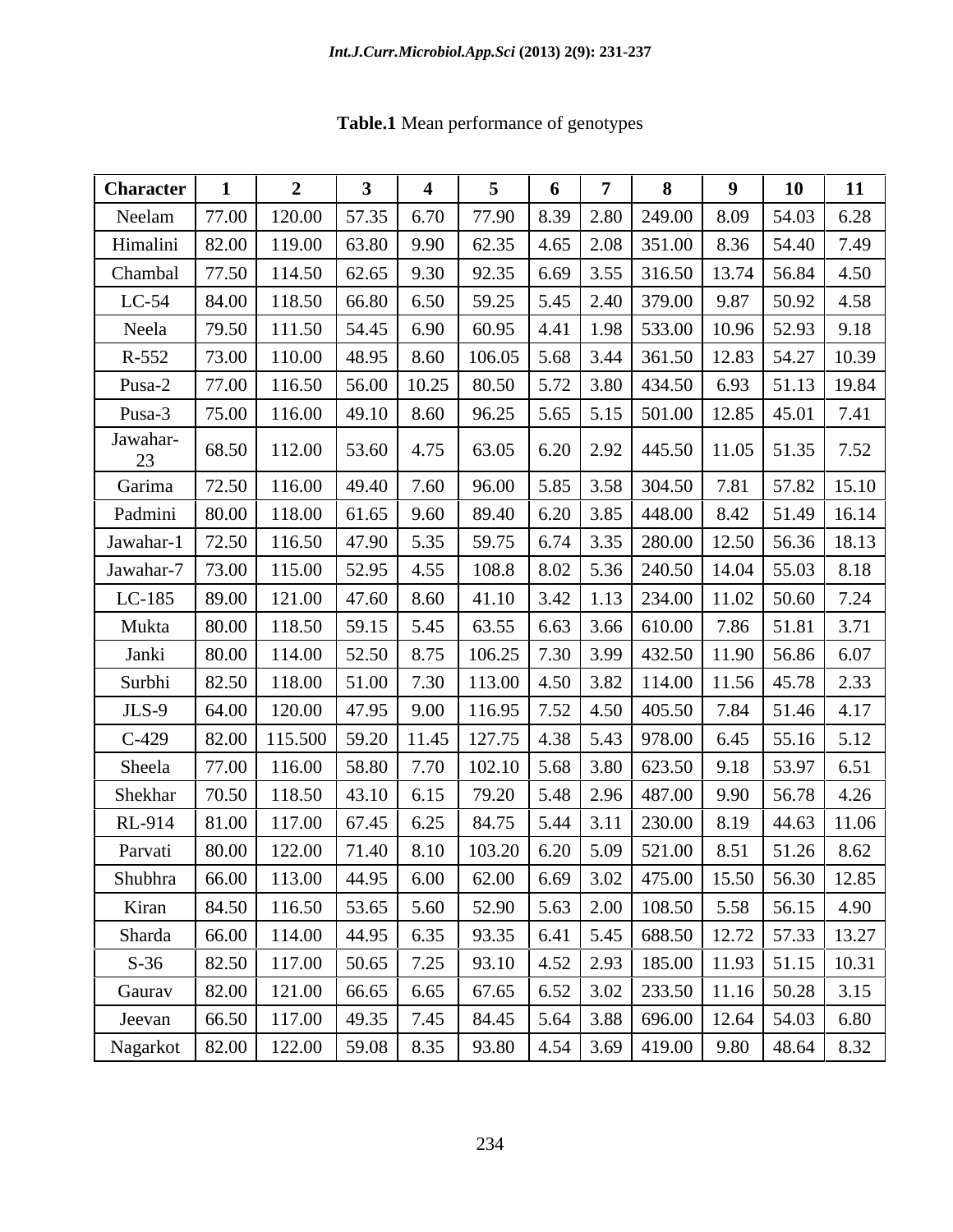**Table.1** Mean performance of genotypes

| Character | 1 | 2 | 3 | 4 | 5 | 6 | 7 | 8 | 9 | 10 | 11 |
|---|---|---|---|---|---|---|---|---|---|---|---|
| Neelam | 77.00 | 120.00 | 57.35 | 6.70 | 77.90 | 8.39 | 2.80 | 249.00 | 8.09 | 54.03 | 6.28 |
| Himalini | 82.00 | 119.00 | 63.80 | 9.90 | 62.35 | 4.65 | 2.08 | 351.00 | 8.36 | 54.40 | 7.49 |
| Chambal | 77.50 | 114.50 | 62.65 | 9.30 | 92.35 | 6.69 | 3.55 | 316.50 | 13.74 | 56.84 | 4.50 |
| LC-54 | 84.00 | 118.50 | 66.80 | 6.50 | 59.25 | 5.45 | 2.40 | 379.00 | 9.87 | 50.92 | 4.58 |
| Neela | 79.50 | 111.50 | 54.45 | 6.90 | 60.95 | 4.41 | 1.98 | 533.00 | 10.96 | 52.93 | 9.18 |
| R-552 | 73.00 | 110.00 | 48.95 | 8.60 | 106.05 | 5.68 | 3.44 | 361.50 | 12.83 | 54.27 | 10.39 |
| Pusa-2 | 77.00 | 116.50 | 56.00 | 10.25 | 80.50 | 5.72 | 3.80 | 434.50 | 6.93 | 51.13 | 19.84 |
| Pusa-3 | 75.00 | 116.00 | 49.10 | 8.60 | 96.25 | 5.65 | 5.15 | 501.00 | 12.85 | 45.01 | 7.41 |
| Jawahar-23 | 68.50 | 112.00 | 53.60 | 4.75 | 63.05 | 6.20 | 2.92 | 445.50 | 11.05 | 51.35 | 7.52 |
| Garima | 72.50 | 116.00 | 49.40 | 7.60 | 96.00 | 5.85 | 3.58 | 304.50 | 7.81 | 57.82 | 15.10 |
| Padmini | 80.00 | 118.00 | 61.65 | 9.60 | 89.40 | 6.20 | 3.85 | 448.00 | 8.42 | 51.49 | 16.14 |
| Jawahar-1 | 72.50 | 116.50 | 47.90 | 5.35 | 59.75 | 6.74 | 3.35 | 280.00 | 12.50 | 56.36 | 18.13 |
| Jawahar-7 | 73.00 | 115.00 | 52.95 | 4.55 | 108.8 | 8.02 | 5.36 | 240.50 | 14.04 | 55.03 | 8.18 |
| LC-185 | 89.00 | 121.00 | 47.60 | 8.60 | 41.10 | 3.42 | 1.13 | 234.00 | 11.02 | 50.60 | 7.24 |
| Mukta | 80.00 | 118.50 | 59.15 | 5.45 | 63.55 | 6.63 | 3.66 | 610.00 | 7.86 | 51.81 | 3.71 |
| Janki | 80.00 | 114.00 | 52.50 | 8.75 | 106.25 | 7.30 | 3.99 | 432.50 | 11.90 | 56.86 | 6.07 |
| Surbhi | 82.50 | 118.00 | 51.00 | 7.30 | 113.00 | 4.50 | 3.82 | 114.00 | 11.56 | 45.78 | 2.33 |
| JLS-9 | 64.00 | 120.00 | 47.95 | 9.00 | 116.95 | 7.52 | 4.50 | 405.50 | 7.84 | 51.46 | 4.17 |
| C-429 | 82.00 | 115.500 | 59.20 | 11.45 | 127.75 | 4.38 | 5.43 | 978.00 | 6.45 | 55.16 | 5.12 |
| Sheela | 77.00 | 116.00 | 58.80 | 7.70 | 102.10 | 5.68 | 3.80 | 623.50 | 9.18 | 53.97 | 6.51 |
| Shekhar | 70.50 | 118.50 | 43.10 | 6.15 | 79.20 | 5.48 | 2.96 | 487.00 | 9.90 | 56.78 | 4.26 |
| RL-914 | 81.00 | 117.00 | 67.45 | 6.25 | 84.75 | 5.44 | 3.11 | 230.00 | 8.19 | 44.63 | 11.06 |
| Parvati | 80.00 | 122.00 | 71.40 | 8.10 | 103.20 | 6.20 | 5.09 | 521.00 | 8.51 | 51.26 | 8.62 |
| Shubhra | 66.00 | 113.00 | 44.95 | 6.00 | 62.00 | 6.69 | 3.02 | 475.00 | 15.50 | 56.30 | 12.85 |
| Kiran | 84.50 | 116.50 | 53.65 | 5.60 | 52.90 | 5.63 | 2.00 | 108.50 | 5.58 | 56.15 | 4.90 |
| Sharda | 66.00 | 114.00 | 44.95 | 6.35 | 93.35 | 6.41 | 5.45 | 688.50 | 12.72 | 57.33 | 13.27 |
| S-36 | 82.50 | 117.00 | 50.65 | 7.25 | 93.10 | 4.52 | 2.93 | 185.00 | 11.93 | 51.15 | 10.31 |
| Gaurav | 82.00 | 121.00 | 66.65 | 6.65 | 67.65 | 6.52 | 3.02 | 233.50 | 11.16 | 50.28 | 3.15 |
| Jeevan | 66.50 | 117.00 | 49.35 | 7.45 | 84.45 | 5.64 | 3.88 | 696.00 | 12.64 | 54.03 | 6.80 |
| Nagarkot | 82.00 | 122.00 | 59.08 | 8.35 | 93.80 | 4.54 | 3.69 | 419.00 | 9.80 | 48.64 | 8.32 |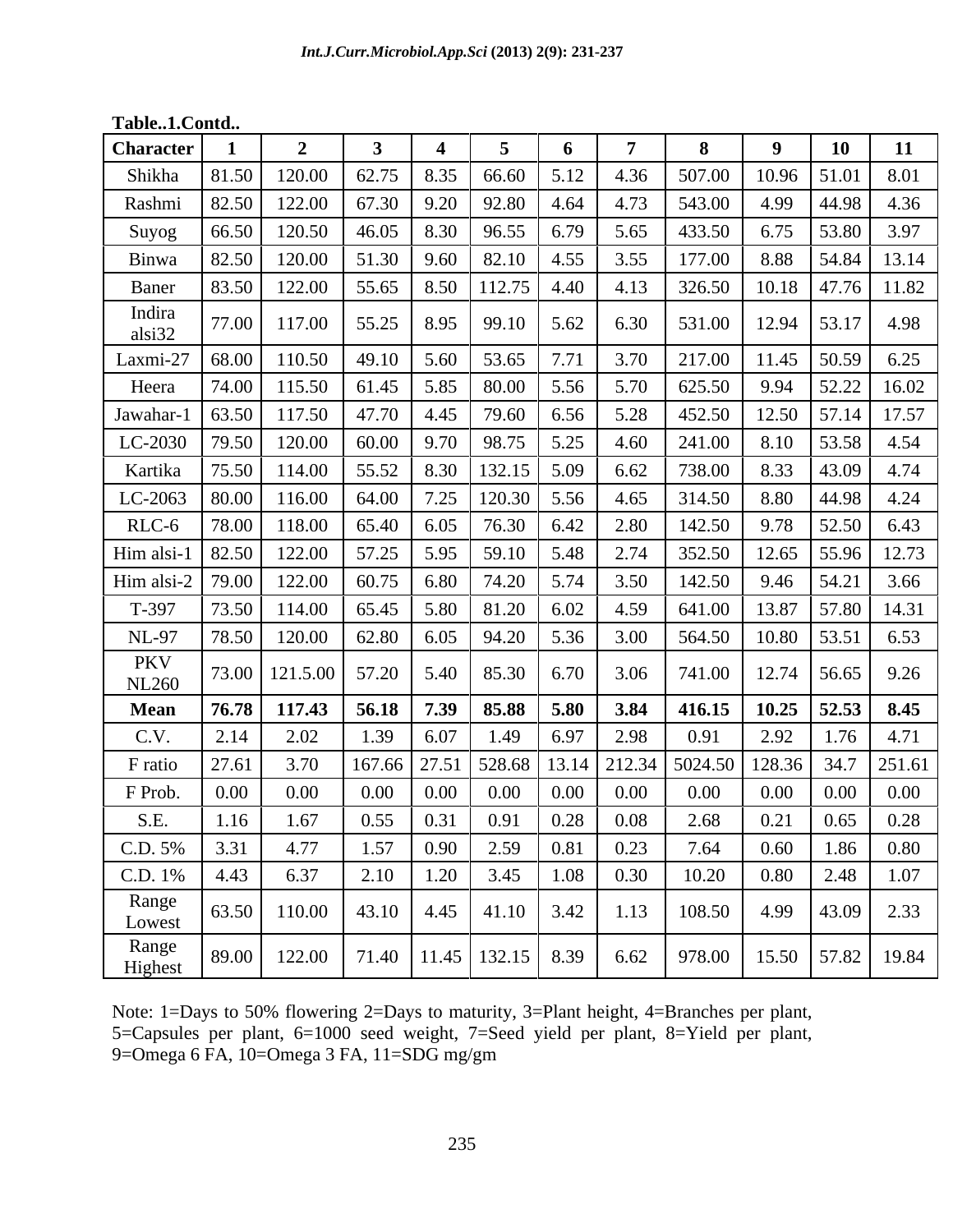**Table..1.Contd..**

| Character | 1 | 2 | 3 | 4 | 5 | 6 | 7 | 8 | 9 | 10 | 11 |
|---|---|---|---|---|---|---|---|---|---|---|---|
| Shikha | 81.50 | 120.00 | 62.75 | 8.35 | 66.60 | 5.12 | 4.36 | 507.00 | 10.96 | 51.01 | 8.01 |
| Rashmi | 82.50 | 122.00 | 67.30 | 9.20 | 92.80 | 4.64 | 4.73 | 543.00 | 4.99 | 44.98 | 4.36 |
| Suyog | 66.50 | 120.50 | 46.05 | 8.30 | 96.55 | 6.79 | 5.65 | 433.50 | 6.75 | 53.80 | 3.97 |
| Binwa | 82.50 | 120.00 | 51.30 | 9.60 | 82.10 | 4.55 | 3.55 | 177.00 | 8.88 | 54.84 | 13.14 |
| Baner | 83.50 | 122.00 | 55.65 | 8.50 | 112.75 | 4.40 | 4.13 | 326.50 | 10.18 | 47.76 | 11.82 |
| Indira alsi32 | 77.00 | 117.00 | 55.25 | 8.95 | 99.10 | 5.62 | 6.30 | 531.00 | 12.94 | 53.17 | 4.98 |
| Laxmi-27 | 68.00 | 110.50 | 49.10 | 5.60 | 53.65 | 7.71 | 3.70 | 217.00 | 11.45 | 50.59 | 6.25 |
| Heera | 74.00 | 115.50 | 61.45 | 5.85 | 80.00 | 5.56 | 5.70 | 625.50 | 9.94 | 52.22 | 16.02 |
| Jawahar-1 | 63.50 | 117.50 | 47.70 | 4.45 | 79.60 | 6.56 | 5.28 | 452.50 | 12.50 | 57.14 | 17.57 |
| LC-2030 | 79.50 | 120.00 | 60.00 | 9.70 | 98.75 | 5.25 | 4.60 | 241.00 | 8.10 | 53.58 | 4.54 |
| Kartika | 75.50 | 114.00 | 55.52 | 8.30 | 132.15 | 5.09 | 6.62 | 738.00 | 8.33 | 43.09 | 4.74 |
| LC-2063 | 80.00 | 116.00 | 64.00 | 7.25 | 120.30 | 5.56 | 4.65 | 314.50 | 8.80 | 44.98 | 4.24 |
| RLC-6 | 78.00 | 118.00 | 65.40 | 6.05 | 76.30 | 6.42 | 2.80 | 142.50 | 9.78 | 52.50 | 6.43 |
| Him alsi-1 | 82.50 | 122.00 | 57.25 | 5.95 | 59.10 | 5.48 | 2.74 | 352.50 | 12.65 | 55.96 | 12.73 |
| Him alsi-2 | 79.00 | 122.00 | 60.75 | 6.80 | 74.20 | 5.74 | 3.50 | 142.50 | 9.46 | 54.21 | 3.66 |
| T-397 | 73.50 | 114.00 | 65.45 | 5.80 | 81.20 | 6.02 | 4.59 | 641.00 | 13.87 | 57.80 | 14.31 |
| NL-97 | 78.50 | 120.00 | 62.80 | 6.05 | 94.20 | 5.36 | 3.00 | 564.50 | 10.80 | 53.51 | 6.53 |
| PKV NL260 | 73.00 | 121.5.00 | 57.20 | 5.40 | 85.30 | 6.70 | 3.06 | 741.00 | 12.74 | 56.65 | 9.26 |
| **Mean** | **76.78** | **117.43** | **56.18** | **7.39** | **85.88** | **5.80** | **3.84** | **416.15** | **10.25** | **52.53** | **8.45** |
| C.V. | 2.14 | 2.02 | 1.39 | 6.07 | 1.49 | 6.97 | 2.98 | 0.91 | 2.92 | 1.76 | 4.71 |
| F ratio | 27.61 | 3.70 | 167.66 | 27.51 | 528.68 | 13.14 | 212.34 | 5024.50 | 128.36 | 34.7 | 251.61 |
| F Prob. | 0.00 | 0.00 | 0.00 | 0.00 | 0.00 | 0.00 | 0.00 | 0.00 | 0.00 | 0.00 | 0.00 |
| S.E. | 1.16 | 1.67 | 0.55 | 0.31 | 0.91 | 0.28 | 0.08 | 2.68 | 0.21 | 0.65 | 0.28 |
| C.D. 5% | 3.31 | 4.77 | 1.57 | 0.90 | 2.59 | 0.81 | 0.23 | 7.64 | 0.60 | 1.86 | 0.80 |
| C.D. 1% | 4.43 | 6.37 | 2.10 | 1.20 | 3.45 | 1.08 | 0.30 | 10.20 | 0.80 | 2.48 | 1.07 |
| Range Lowest | 63.50 | 110.00 | 43.10 | 4.45 | 41.10 | 3.42 | 1.13 | 108.50 | 4.99 | 43.09 | 2.33 |
| Range Highest | 89.00 | 122.00 | 71.40 | 11.45 | 132.15 | 8.39 | 6.62 | 978.00 | 15.50 | 57.82 | 19.84 |

Note: 1=Days to 50% flowering 2=Days to maturity, 3=Plant height, 4=Branches per plant, 5=Capsules per plant, 6=1000 seed weight, 7=Seed yield per plant, 8=Yield per plant, 9=Omega 6 FA, 10=Omega 3 FA, 11=SDG mg/gm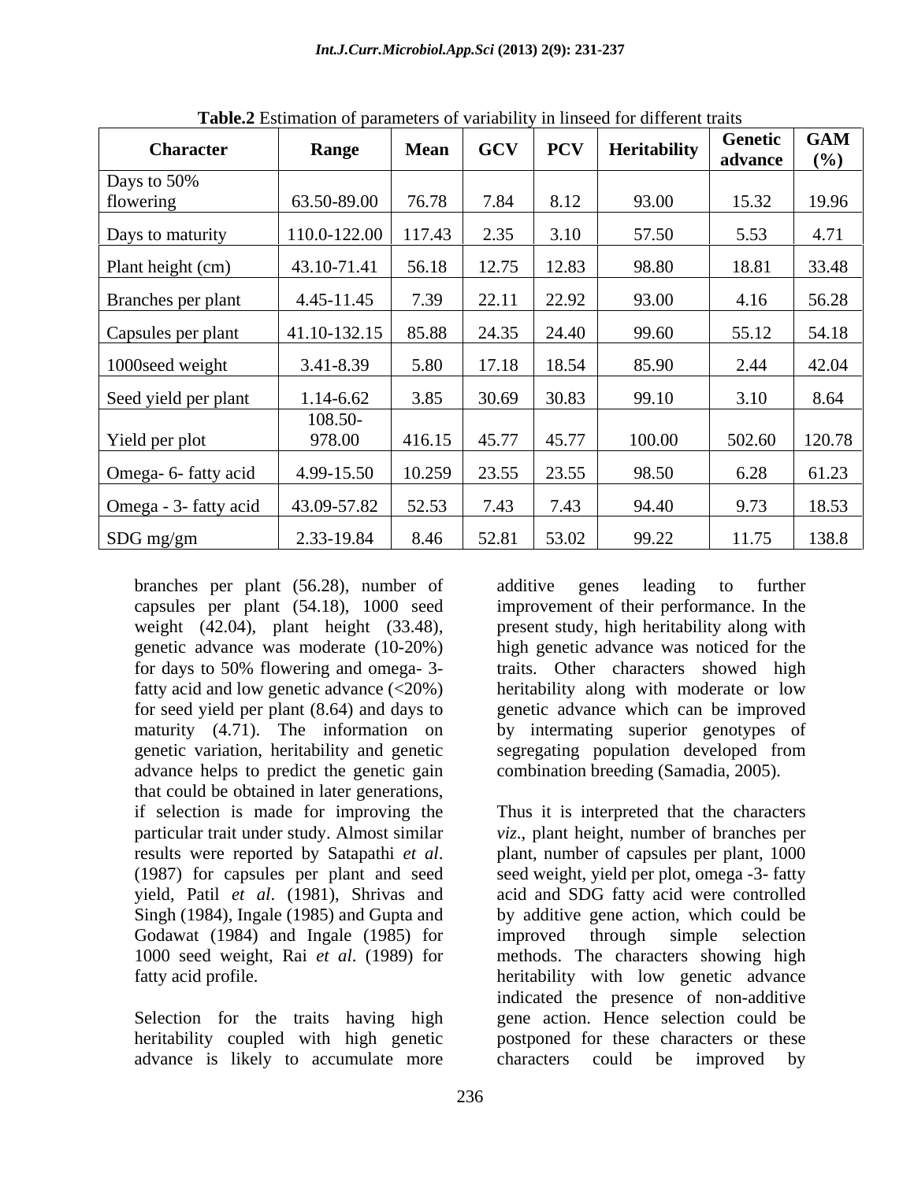**Table.2** Estimation of parameters of variability in linseed for different traits

| Character | Range | Mean | GCV | PCV | Heritability | Genetic advance | GAM (%) |
|---|---|---|---|---|---|---|---|
| Days to 50% flowering | 63.50-89.00 | 76.78 | 7.84 | 8.12 | 93.00 | 15.32 | 19.96 |
| Days to maturity | 110.0-122.00 | 117.43 | 2.35 | 3.10 | 57.50 | 5.53 | 4.71 |
| Plant height (cm) | 43.10-71.41 | 56.18 | 12.75 | 12.83 | 98.80 | 18.81 | 33.48 |
| Branches per plant | 4.45-11.45 | 7.39 | 22.11 | 22.92 | 93.00 | 4.16 | 56.28 |
| Capsules per plant | 41.10-132.15 | 85.88 | 24.35 | 24.40 | 99.60 | 55.12 | 54.18 |
| 1000seed weight | 3.41-8.39 | 5.80 | 17.18 | 18.54 | 85.90 | 2.44 | 42.04 |
| Seed yield per plant | 1.14-6.62 | 3.85 | 30.69 | 30.83 | 99.10 | 3.10 | 8.64 |
| Yield per plot | 108.50-978.00 | 416.15 | 45.77 | 45.77 | 100.00 | 502.60 | 120.78 |
| Omega- 6- fatty acid | 4.99-15.50 | 10.259 | 23.55 | 23.55 | 98.50 | 6.28 | 61.23 |
| Omega - 3- fatty acid | 43.09-57.82 | 52.53 | 7.43 | 7.43 | 94.40 | 9.73 | 18.53 |
| SDG mg/gm | 2.33-19.84 | 8.46 | 52.81 | 53.02 | 99.22 | 11.75 | 138.8 |

branches per plant (56.28), number of capsules per plant (54.18), 1000 seed weight (42.04), plant height (33.48), genetic advance was moderate (10-20%) for days to 50% flowering and omega- 3- fatty acid and low genetic advance (<20%) for seed yield per plant (8.64) and days to maturity (4.71). The information on genetic variation, heritability and genetic advance helps to predict the genetic gain that could be obtained in later generations, if selection is made for improving the particular trait under study. Almost similar results were reported by Satapathi *et al*. (1987) for capsules per plant and seed yield, Patil *et al*. (1981), Shrivas and Singh (1984), Ingale (1985) and Gupta and Godawat (1984) and Ingale (1985) for 1000 seed weight, Rai *et al*. (1989) for fatty acid profile.

Selection for the traits having high heritability coupled with high genetic advance is likely to accumulate more additive genes leading to further improvement of their performance. In the present study, high heritability along with high genetic advance was noticed for the traits. Other characters showed high heritability along with moderate or low genetic advance which can be improved by intermating superior genotypes of segregating population developed from combination breeding (Samadia, 2005).

Thus it is interpreted that the characters *viz*., plant height, number of branches per plant, number of capsules per plant, 1000 seed weight, yield per plot, omega -3- fatty acid and SDG fatty acid were controlled by additive gene action, which could be improved through simple selection methods. The characters showing high heritability with low genetic advance indicated the presence of non-additive gene action. Hence selection could be postponed for these characters or these characters could be improved by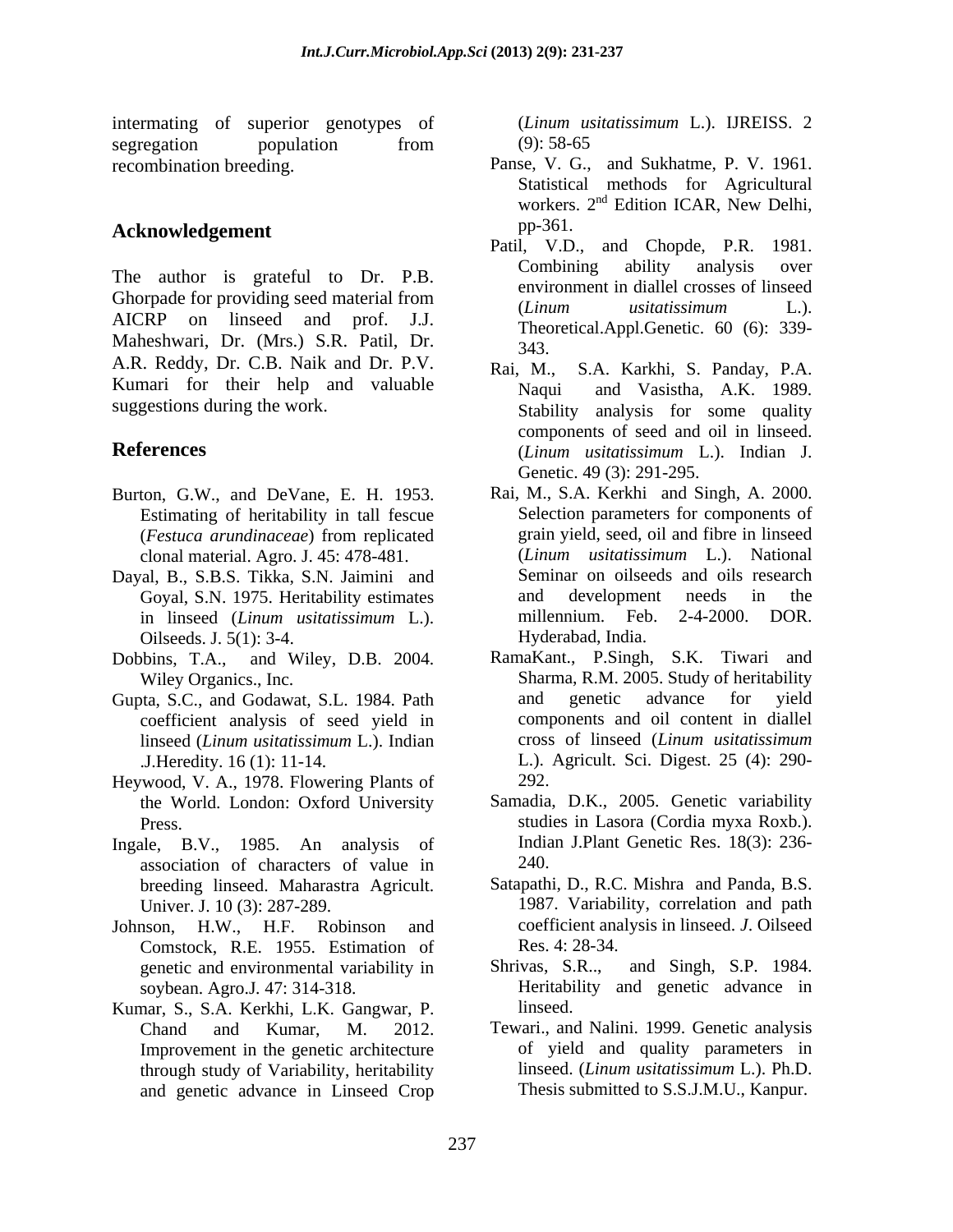intermating of superior genotypes of segregation population from recombination breeding.

## Acknowledgement

The author is grateful to Dr. P.B. Ghorpade for providing seed material from AICRP on linseed and prof. J.J. Maheshwari, Dr. (Mrs.) S.R. Patil, Dr. A.R. Reddy, Dr. C.B. Naik and Dr. P.V. Kumari for their help and valuable suggestions during the work.

## References

Burton, G.W., and DeVane, E. H. 1953. Estimating of heritability in tall fescue (*Festuca arundinaceae*) from replicated clonal material. Agro. J. 45: 478-481.

Dayal, B., S.B.S. Tikka, S.N. Jaimini and Goyal, S.N. 1975. Heritability estimates in linseed (*Linum usitatissimum* L.). Oilseeds. J. 5(1): 3-4.

Dobbins, T.A., and Wiley, D.B. 2004. Wiley Organics., Inc.

Gupta, S.C., and Godawat, S.L. 1984. Path coefficient analysis of seed yield in linseed (*Linum usitatissimum* L.). Indian .J.Heredity. 16 (1): 11-14.

Heywood, V. A., 1978. Flowering Plants of the World. London: Oxford University Press.

Ingale, B.V., 1985. An analysis of association of characters of value in breeding linseed. Maharastra Agricult. Univer. J. 10 (3): 287-289.

Johnson, H.W., H.F. Robinson and Comstock, R.E. 1955. Estimation of genetic and environmental variability in soybean. Agro.J. 47: 314-318.

Kumar, S., S.A. Kerkhi, L.K. Gangwar, P. Chand and Kumar, M. 2012. Improvement in the genetic architecture through study of Variability, heritability and genetic advance in Linseed Crop (*Linum usitatissimum* L.). IJREISS. 2 (9): 58-65

Panse, V. G., and Sukhatme, P. V. 1961. Statistical methods for Agricultural workers. 2nd Edition ICAR, New Delhi, pp-361.

Patil, V.D., and Chopde, P.R. 1981. Combining ability analysis over environment in diallel crosses of linseed (*Linum usitatissimum* L.). Theoretical.Appl.Genetic. 60 (6): 339-343.

Rai, M., S.A. Karkhi, S. Panday, P.A. Naqui and Vasistha, A.K. 1989. Stability analysis for some quality components of seed and oil in linseed. (*Linum usitatissimum* L.). Indian J. Genetic. 49 (3): 291-295.

Rai, M., S.A. Kerkhi and Singh, A. 2000. Selection parameters for components of grain yield, seed, oil and fibre in linseed (*Linum usitatissimum* L.). National Seminar on oilseeds and oils research and development needs in the millennium. Feb. 2-4-2000. DOR. Hyderabad, India.

RamaKant., P.Singh, S.K. Tiwari and Sharma, R.M. 2005. Study of heritability and genetic advance for yield components and oil content in diallel cross of linseed (*Linum usitatissimum* L.). Agricult. Sci. Digest. 25 (4): 290-292.

Samadia, D.K., 2005. Genetic variability studies in Lasora (Cordia myxa Roxb.). Indian J.Plant Genetic Res. 18(3): 236-240.

Satapathi, D., R.C. Mishra and Panda, B.S. 1987. Variability, correlation and path coefficient analysis in linseed. *J*. Oilseed Res. 4: 28-34.

Shrivas, S.R.., and Singh, S.P. 1984. Heritability and genetic advance in linseed.

Tewari., and Nalini. 1999. Genetic analysis of yield and quality parameters in linseed. (*Linum usitatissimum* L.). Ph.D. Thesis submitted to S.S.J.M.U., Kanpur.